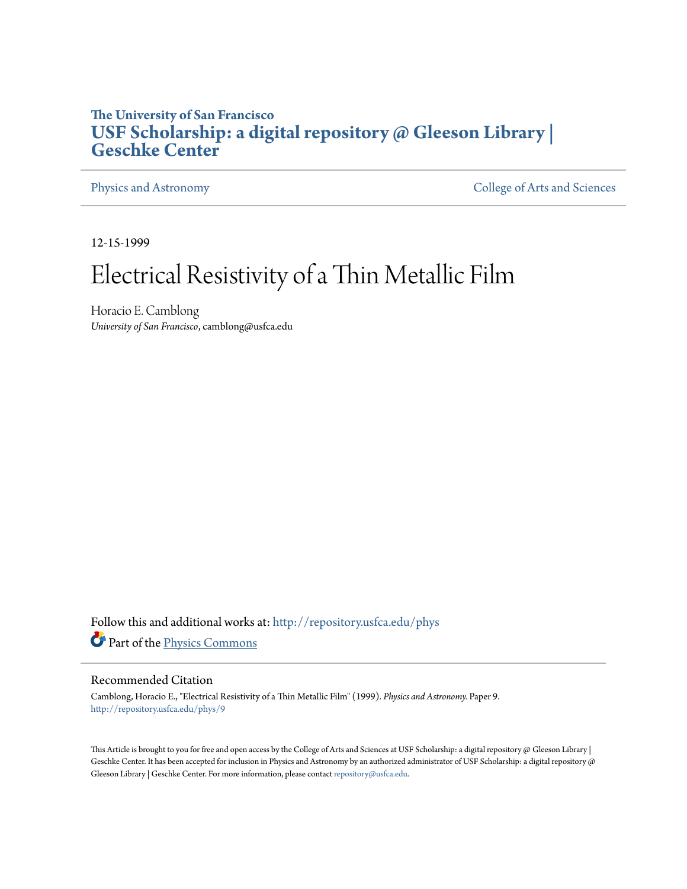The University of San Francisco

# USF Scholarship: a digital repository @ Gleeson Library | Geschke Center

Physics and Astronomy | College of Arts and Sciences

12-15-1999

# Electrical Resistivity of a Thin Metallic Film

Horacio E. Camblong
*University of San Francisco*, camblong@usfca.edu

Follow this and additional works at: http://repository.usfca.edu/phys

Part of the Physics Commons

## Recommended Citation

Camblong, Horacio E., "Electrical Resistivity of a Thin Metallic Film" (1999). *Physics and Astronomy.* Paper 9.
http://repository.usfca.edu/phys/9

This Article is brought to you for free and open access by the College of Arts and Sciences at USF Scholarship: a digital repository @ Gleeson Library | Geschke Center. It has been accepted for inclusion in Physics and Astronomy by an authorized administrator of USF Scholarship: a digital repository @ Gleeson Library | Geschke Center. For more information, please contact repository@usfca.edu.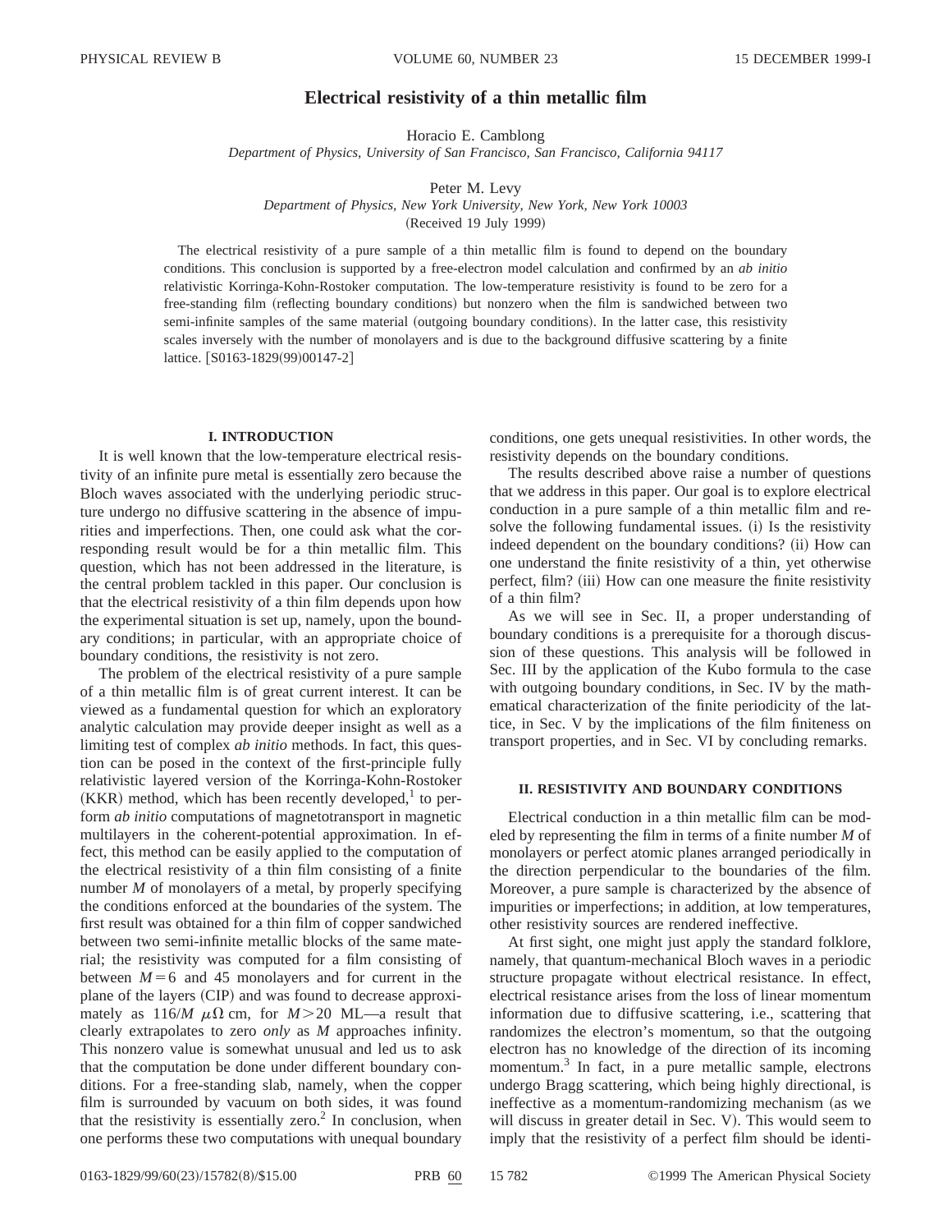# Electrical resistivity of a thin metallic film

Horacio E. Camblong

*Department of Physics, University of San Francisco, San Francisco, California 94117*

Peter M. Levy

*Department of Physics, New York University, New York, New York 10003*

(Received 19 July 1999)

The electrical resistivity of a pure sample of a thin metallic film is found to depend on the boundary conditions. This conclusion is supported by a free-electron model calculation and confirmed by an *ab initio* relativistic Korringa-Kohn-Rostoker computation. The low-temperature resistivity is found to be zero for a free-standing film (reflecting boundary conditions) but nonzero when the film is sandwiched between two semi-infinite samples of the same material (outgoing boundary conditions). In the latter case, this resistivity scales inversely with the number of monolayers and is due to the background diffusive scattering by a finite lattice. [S0163-1829(99)00147-2]

## I. INTRODUCTION

It is well known that the low-temperature electrical resistivity of an infinite pure metal is essentially zero because the Bloch waves associated with the underlying periodic structure undergo no diffusive scattering in the absence of impurities and imperfections. Then, one could ask what the corresponding result would be for a thin metallic film. This question, which has not been addressed in the literature, is the central problem tackled in this paper. Our conclusion is that the electrical resistivity of a thin film depends upon how the experimental situation is set up, namely, upon the boundary conditions; in particular, with an appropriate choice of boundary conditions, the resistivity is not zero.

The problem of the electrical resistivity of a pure sample of a thin metallic film is of great current interest. It can be viewed as a fundamental question for which an exploratory analytic calculation may provide deeper insight as well as a limiting test of complex *ab initio* methods. In fact, this question can be posed in the context of the first-principle fully relativistic layered version of the Korringa-Kohn-Rostoker (KKR) method, which has been recently developed,[1] to perform *ab initio* computations of magnetotransport in magnetic multilayers in the coherent-potential approximation. In effect, this method can be easily applied to the computation of the electrical resistivity of a thin film consisting of a finite number $M$ of monolayers of a metal, by properly specifying the conditions enforced at the boundaries of the system. The first result was obtained for a thin film of copper sandwiched between two semi-infinite metallic blocks of the same material; the resistivity was computed for a film consisting of between $M=6$ and 45 monolayers and for current in the plane of the layers (CIP) and was found to decrease approximately as $116/M$ $\mu\Omega$ cm, for $M>20$ ML—a result that clearly extrapolates to zero *only* as $M$ approaches infinity. This nonzero value is somewhat unusual and led us to ask that the computation be done under different boundary conditions. For a free-standing slab, namely, when the copper film is surrounded by vacuum on both sides, it was found that the resistivity is essentially zero.[2] In conclusion, when one performs these two computations with unequal boundary conditions, one gets unequal resistivities. In other words, the resistivity depends on the boundary conditions.

The results described above raise a number of questions that we address in this paper. Our goal is to explore electrical conduction in a pure sample of a thin metallic film and resolve the following fundamental issues. (i) Is the resistivity indeed dependent on the boundary conditions? (ii) How can one understand the finite resistivity of a thin, yet otherwise perfect, film? (iii) How can one measure the finite resistivity of a thin film?

As we will see in Sec. II, a proper understanding of boundary conditions is a prerequisite for a thorough discussion of these questions. This analysis will be followed in Sec. III by the application of the Kubo formula to the case with outgoing boundary conditions, in Sec. IV by the mathematical characterization of the finite periodicity of the lattice, in Sec. V by the implications of the film finiteness on transport properties, and in Sec. VI by concluding remarks.

## II. RESISTIVITY AND BOUNDARY CONDITIONS

Electrical conduction in a thin metallic film can be modeled by representing the film in terms of a finite number $M$ of monolayers or perfect atomic planes arranged periodically in the direction perpendicular to the boundaries of the film. Moreover, a pure sample is characterized by the absence of impurities or imperfections; in addition, at low temperatures, other resistivity sources are rendered ineffective.

At first sight, one might just apply the standard folklore, namely, that quantum-mechanical Bloch waves in a periodic structure propagate without electrical resistance. In effect, electrical resistance arises from the loss of linear momentum information due to diffusive scattering, i.e., scattering that randomizes the electron's momentum, so that the outgoing electron has no knowledge of the direction of its incoming momentum.[3] In fact, in a pure metallic sample, electrons undergo Bragg scattering, which being highly directional, is ineffective as a momentum-randomizing mechanism (as we will discuss in greater detail in Sec. V). This would seem to imply that the resistivity of a perfect film should be identi-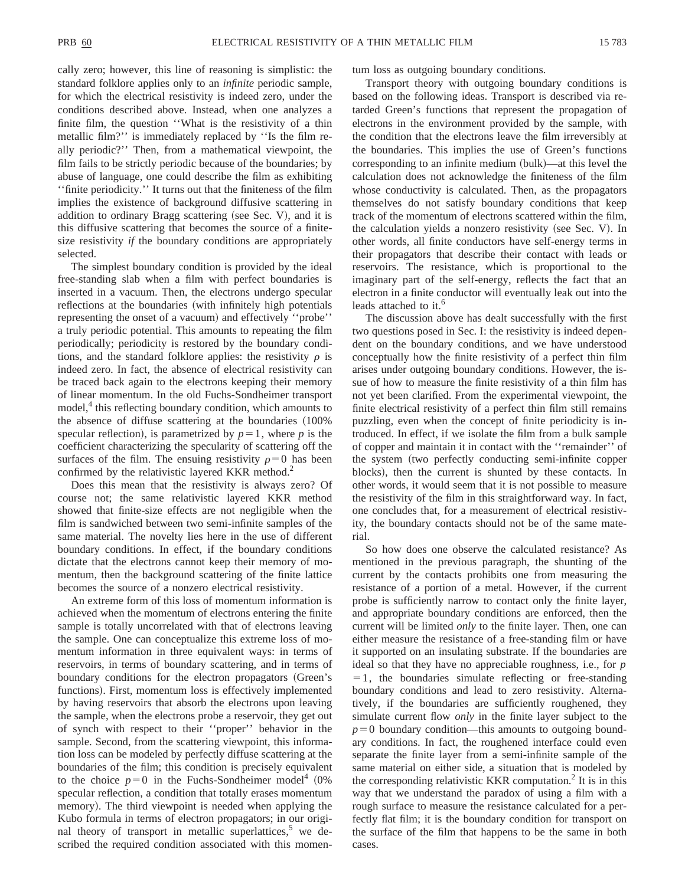cally zero; however, this line of reasoning is simplistic: the standard folklore applies only to an *infinite* periodic sample, for which the electrical resistivity is indeed zero, under the conditions described above. Instead, when one analyzes a finite film, the question ''What is the resistivity of a thin metallic film?'' is immediately replaced by ''Is the film really periodic?'' Then, from a mathematical viewpoint, the film fails to be strictly periodic because of the boundaries; by abuse of language, one could describe the film as exhibiting ''finite periodicity.'' It turns out that the finiteness of the film implies the existence of background diffusive scattering in addition to ordinary Bragg scattering (see Sec. V), and it is this diffusive scattering that becomes the source of a finite-size resistivity *if* the boundary conditions are appropriately selected.

The simplest boundary condition is provided by the ideal free-standing slab when a film with perfect boundaries is inserted in a vacuum. Then, the electrons undergo specular reflections at the boundaries (with infinitely high potentials representing the onset of a vacuum) and effectively ''probe'' a truly periodic potential. This amounts to repeating the film periodically; periodicity is restored by the boundary conditions, and the standard folklore applies: the resistivity $\rho$ is indeed zero. In fact, the absence of electrical resistivity can be traced back again to the electrons keeping their memory of linear momentum. In the old Fuchs-Sondheimer transport model,[4] this reflecting boundary condition, which amounts to the absence of diffuse scattering at the boundaries (100% specular reflection), is parametrized by $p=1$, where $p$ is the coefficient characterizing the specularity of scattering off the surfaces of the film. The ensuing resistivity $\rho=0$ has been confirmed by the relativistic layered KKR method.[2]

Does this mean that the resistivity is always zero? Of course not; the same relativistic layered KKR method showed that finite-size effects are not negligible when the film is sandwiched between two semi-infinite samples of the same material. The novelty lies here in the use of different boundary conditions. In effect, if the boundary conditions dictate that the electrons cannot keep their memory of momentum, then the background scattering of the finite lattice becomes the source of a nonzero electrical resistivity.

An extreme form of this loss of momentum information is achieved when the momentum of electrons entering the finite sample is totally uncorrelated with that of electrons leaving the sample. One can conceptualize this extreme loss of momentum information in three equivalent ways: in terms of reservoirs, in terms of boundary scattering, and in terms of boundary conditions for the electron propagators (Green's functions). First, momentum loss is effectively implemented by having reservoirs that absorb the electrons upon leaving the sample, when the electrons probe a reservoir, they get out of synch with respect to their ''proper'' behavior in the sample. Second, from the scattering viewpoint, this information loss can be modeled by perfectly diffuse scattering at the boundaries of the film; this condition is precisely equivalent to the choice $p=0$ in the Fuchs-Sondheimer model[4] (0% specular reflection, a condition that totally erases momentum memory). The third viewpoint is needed when applying the Kubo formula in terms of electron propagators; in our original theory of transport in metallic superlattices,[5] we described the required condition associated with this momentum loss as outgoing boundary conditions.

Transport theory with outgoing boundary conditions is based on the following ideas. Transport is described via retarded Green's functions that represent the propagation of electrons in the environment provided by the sample, with the condition that the electrons leave the film irreversibly at the boundaries. This implies the use of Green's functions corresponding to an infinite medium (bulk)—at this level the calculation does not acknowledge the finiteness of the film whose conductivity is calculated. Then, as the propagators themselves do not satisfy boundary conditions that keep track of the momentum of electrons scattered within the film, the calculation yields a nonzero resistivity (see Sec. V). In other words, all finite conductors have self-energy terms in their propagators that describe their contact with leads or reservoirs. The resistance, which is proportional to the imaginary part of the self-energy, reflects the fact that an electron in a finite conductor will eventually leak out into the leads attached to it.[6]

The discussion above has dealt successfully with the first two questions posed in Sec. I: the resistivity is indeed dependent on the boundary conditions, and we have understood conceptually how the finite resistivity of a perfect thin film arises under outgoing boundary conditions. However, the issue of how to measure the finite resistivity of a thin film has not yet been clarified. From the experimental viewpoint, the finite electrical resistivity of a perfect thin film still remains puzzling, even when the concept of finite periodicity is introduced. In effect, if we isolate the film from a bulk sample of copper and maintain it in contact with the ''remainder'' of the system (two perfectly conducting semi-infinite copper blocks), then the current is shunted by these contacts. In other words, it would seem that it is not possible to measure the resistivity of the film in this straightforward way. In fact, one concludes that, for a measurement of electrical resistivity, the boundary contacts should not be of the same material.

So how does one observe the calculated resistance? As mentioned in the previous paragraph, the shunting of the current by the contacts prohibits one from measuring the resistance of a portion of a metal. However, if the current probe is sufficiently narrow to contact only the finite layer, and appropriate boundary conditions are enforced, then the current will be limited *only* to the finite layer. Then, one can either measure the resistance of a free-standing film or have it supported on an insulating substrate. If the boundaries are ideal so that they have no appreciable roughness, i.e., for $p=1$, the boundaries simulate reflecting or free-standing boundary conditions and lead to zero resistivity. Alternatively, if the boundaries are sufficiently roughened, they simulate current flow *only* in the finite layer subject to the $p=0$ boundary condition—this amounts to outgoing boundary conditions. In fact, the roughened interface could even separate the finite layer from a semi-infinite sample of the same material on either side, a situation that is modeled by the corresponding relativistic KKR computation.[2] It is in this way that we understand the paradox of using a film with a rough surface to measure the resistance calculated for a perfectly flat film; it is the boundary condition for transport on the surface of the film that happens to be the same in both cases.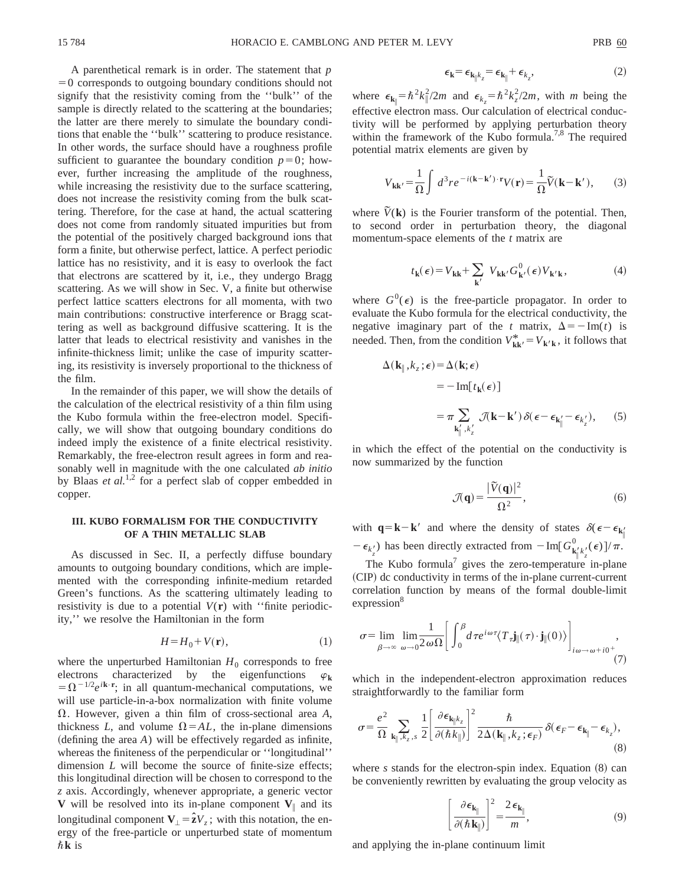A parenthetical remark is in order. The statement that $p = 0$ corresponds to outgoing boundary conditions should not signify that the resistivity coming from the ''bulk'' of the sample is directly related to the scattering at the boundaries; the latter are there merely to simulate the boundary conditions that enable the ''bulk'' scattering to produce resistance. In other words, the surface should have a roughness profile sufficient to guarantee the boundary condition $p=0$; however, further increasing the amplitude of the roughness, while increasing the resistivity due to the surface scattering, does not increase the resistivity coming from the bulk scattering. Therefore, for the case at hand, the actual scattering does not come from randomly situated impurities but from the potential of the positively charged background ions that form a finite, but otherwise perfect, lattice. A perfect periodic lattice has no resistivity, and it is easy to overlook the fact that electrons are scattered by it, i.e., they undergo Bragg scattering. As we will show in Sec. V, a finite but otherwise perfect lattice scatters electrons for all momenta, with two main contributions: constructive interference or Bragg scattering as well as background diffusive scattering. It is the latter that leads to electrical resistivity and vanishes in the infinite-thickness limit; unlike the case of impurity scattering, its resistivity is inversely proportional to the thickness of the film.

In the remainder of this paper, we will show the details of the calculation of the electrical resistivity of a thin film using the Kubo formula within the free-electron model. Specifically, we will show that outgoing boundary conditions do indeed imply the existence of a finite electrical resistivity. Remarkably, the free-electron result agrees in form and reasonably well in magnitude with the one calculated *ab initio* by Blaas *et al.*[1,2] for a perfect slab of copper embedded in copper.

## III. KUBO FORMALISM FOR THE CONDUCTIVITY OF A THIN METALLIC SLAB

As discussed in Sec. II, a perfectly diffuse boundary amounts to outgoing boundary conditions, which are implemented with the corresponding infinite-medium retarded Green's functions. As the scattering ultimately leading to resistivity is due to a potential $V(\mathbf{r})$ with ''finite periodicity,'' we resolve the Hamiltonian in the form

$$H = H_0 + V(\mathbf{r}), \tag{1}$$

where the unperturbed Hamiltonian $H_0$ corresponds to free electrons characterized by the eigenfunctions $\varphi_{\mathbf{k}} = \Omega^{-1/2} e^{i\mathbf{k}\cdot\mathbf{r}}$; in all quantum-mechanical computations, we will use particle-in-a-box normalization with finite volume $\Omega$. However, given a thin film of cross-sectional area $A$, thickness $L$, and volume $\Omega = AL$, the in-plane dimensions (defining the area $A$) will be effectively regarded as infinite, whereas the finiteness of the perpendicular or ''longitudinal'' dimension $L$ will become the source of finite-size effects; this longitudinal direction will be chosen to correspond to the $z$ axis. Accordingly, whenever appropriate, a generic vector $\mathbf{V}$ will be resolved into its in-plane component $\mathbf{V}_\parallel$ and its longitudinal component $\mathbf{V}_\perp = \hat{\mathbf{z}} V_z$; with this notation, the energy of the free-particle or unperturbed state of momentum $\hbar\mathbf{k}$ is

$$\epsilon_{\mathbf{k}} = \epsilon_{\mathbf{k}_\parallel k_z} = \epsilon_{\mathbf{k}_\parallel} + \epsilon_{k_z}, \tag{2}$$

where $\epsilon_{\mathbf{k}_\parallel} = \hbar^2 k_\parallel^2/2m$ and $\epsilon_{k_z} = \hbar^2 k_z^2/2m$, with $m$ being the effective electron mass. Our calculation of electrical conductivity will be performed by applying perturbation theory within the framework of the Kubo formula.[7,8] The required potential matrix elements are given by

$$V_{\mathbf{k}\mathbf{k}'} = \frac{1}{\Omega} \int d^3 r e^{-i(\mathbf{k}-\mathbf{k}')\cdot\mathbf{r}} V(\mathbf{r}) = \frac{1}{\Omega} \tilde{V}(\mathbf{k}-\mathbf{k}'), \tag{3}$$

where $\tilde{V}(\mathbf{k})$ is the Fourier transform of the potential. Then, to second order in perturbation theory, the diagonal momentum-space elements of the $t$ matrix are

$$t_{\mathbf{k}}(\epsilon) = V_{\mathbf{k}\mathbf{k}} + \sum_{\mathbf{k}'} V_{\mathbf{k}\mathbf{k}'} G^0_{\mathbf{k}'}(\epsilon) V_{\mathbf{k}'\mathbf{k}}, \tag{4}$$

where $G^0(\epsilon)$ is the free-particle propagator. In order to evaluate the Kubo formula for the electrical conductivity, the negative imaginary part of the $t$ matrix, $\Delta = -\mathrm{Im}(t)$ is needed. Then, from the condition $V^*_{\mathbf{k}\mathbf{k}'} = V_{\mathbf{k}'\mathbf{k}}$, it follows that

$$\begin{aligned}\Delta(\mathbf{k}_\parallel, k_z; \epsilon) &= \Delta(\mathbf{k}; \epsilon) \\ &= -\mathrm{Im}[t_{\mathbf{k}}(\epsilon)] \\ &= \pi \sum_{\mathbf{k}'_\parallel, k'_z} \mathcal{J}(\mathbf{k}-\mathbf{k}') \delta(\epsilon - \epsilon_{\mathbf{k}'_\parallel} - \epsilon_{k'_z}),\end{aligned} \tag{5}$$

in which the effect of the potential on the conductivity is now summarized by the function

$$\mathcal{J}(\mathbf{q}) = \frac{|\tilde{V}(\mathbf{q})|^2}{\Omega^2}, \tag{6}$$

with $\mathbf{q} = \mathbf{k} - \mathbf{k}'$ and where the density of states $\delta(\epsilon - \epsilon_{\mathbf{k}'_\parallel} - \epsilon_{k'_z})$ has been directly extracted from $-\mathrm{Im}[G^0_{\mathbf{k}'_\parallel k'_z}(\epsilon)]/\pi$.

The Kubo formula[7] gives the zero-temperature in-plane (CIP) dc conductivity in terms of the in-plane current-current correlation function by means of the formal double-limit expression[8]

$$\sigma = \lim_{\beta\to\infty} \lim_{\omega\to 0} \frac{1}{2\omega\Omega} \left[ \int_0^\beta d\tau e^{i\omega\tau} \langle T_\tau \mathbf{j}_\parallel(\tau)\cdot\mathbf{j}_\parallel(0)\rangle \right]_{i\omega\to\omega+i0^+}, \tag{7}$$

which in the independent-electron approximation reduces straightforwardly to the familiar form

$$\sigma = \frac{e^2}{\Omega} \sum_{\mathbf{k}_\parallel, k_z, s} \frac{1}{2} \left[ \frac{\partial \epsilon_{\mathbf{k}_\parallel k_z}}{\partial(\hbar k_\parallel)} \right]^2 \frac{\hbar}{2\Delta(\mathbf{k}_\parallel, k_z; \epsilon_F)} \delta(\epsilon_F - \epsilon_{\mathbf{k}_\parallel} - \epsilon_{k_z}), \tag{8}$$

where $s$ stands for the electron-spin index. Equation (8) can be conveniently rewritten by evaluating the group velocity as

$$\left[ \frac{\partial \epsilon_{\mathbf{k}_\parallel}}{\partial(\hbar \mathbf{k}_\parallel)} \right]^2 = \frac{2\epsilon_{\mathbf{k}_\parallel}}{m}, \tag{9}$$

and applying the in-plane continuum limit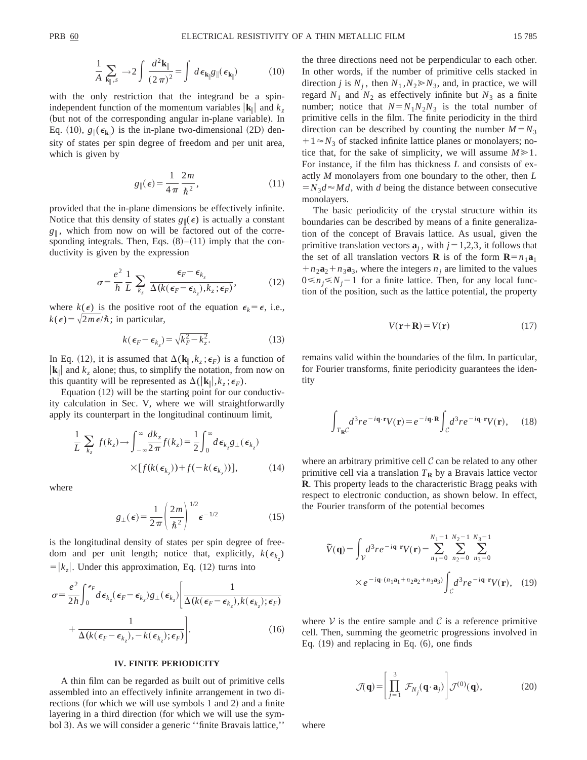$$\frac{1}{A}\sum_{\mathbf{k}_\parallel, s} \to 2\int \frac{d^2\mathbf{k}_\parallel}{(2\pi)^2} = \int d\epsilon_{\mathbf{k}_\parallel} g_\parallel(\epsilon_{\mathbf{k}_\parallel}) \tag{10}$$

with the only restriction that the integrand be a spin-independent function of the momentum variables $|\mathbf{k}_\parallel|$ and $k_z$ (but not of the corresponding angular in-plane variable). In Eq. (10), $g_\parallel(\epsilon_{\mathbf{k}_\parallel})$ is the in-plane two-dimensional (2D) density of states per spin degree of freedom and per unit area, which is given by

$$g_\parallel(\epsilon) = \frac{1}{4\pi}\frac{2m}{\hbar^2}, \tag{11}$$

provided that the in-plane dimensions be effectively infinite. Notice that this density of states $g_\parallel(\epsilon)$ is actually a constant $g_\parallel$, which from now on will be factored out of the corresponding integrals. Then, Eqs. (8)–(11) imply that the conductivity is given by the expression

$$\sigma = \frac{e^2}{h}\frac{1}{L}\sum_{k_z}\frac{\epsilon_F - \epsilon_{k_z}}{\Delta(k(\epsilon_F - \epsilon_{k_z}), k_z; \epsilon_F)}, \tag{12}$$

where $k(\epsilon)$ is the positive root of the equation $\epsilon_k = \epsilon$, i.e., $k(\epsilon) = \sqrt{2m\epsilon}/\hbar$; in particular,

$$k(\epsilon_F - \epsilon_{k_z}) = \sqrt{k_F^2 - k_z^2}. \tag{13}$$

In Eq. (12), it is assumed that $\Delta(\mathbf{k}_\parallel, k_z; \epsilon_F)$ is a function of $|\mathbf{k}_\parallel|$ and $k_z$ alone; thus, to simplify the notation, from now on this quantity will be represented as $\Delta(|\mathbf{k}_\parallel|, k_z; \epsilon_F)$.

Equation (12) will be the starting point for our conductivity calculation in Sec. V, where we will straightforwardly apply its counterpart in the longitudinal continuum limit,

$$\frac{1}{L}\sum_{k_z} f(k_z) \to \int_{-\infty}^{\infty}\frac{dk_z}{2\pi}f(k_z) = \frac{1}{2}\int_0^\infty d\epsilon_{k_z} g_\perp(\epsilon_{k_z}) \times [f(k(\epsilon_{k_z})) + f(-k(\epsilon_{k_z}))], \tag{14}$$

where

$$g_\perp(\epsilon) = \frac{1}{2\pi}\left(\frac{2m}{\hbar^2}\right)^{1/2}\epsilon^{-1/2} \tag{15}$$

is the longitudinal density of states per spin degree of freedom and per unit length; notice that, explicitly, $k(\epsilon_{k_z}) = |k_z|$. Under this approximation, Eq. (12) turns into

$$\sigma = \frac{e^2}{2h}\int_0^{\epsilon_F} d\epsilon_{k_z}(\epsilon_F - \epsilon_{k_z}) g_\perp(\epsilon_{k_z})\left[\frac{1}{\Delta(k(\epsilon_F - \epsilon_{k_z}), k(\epsilon_{k_z}); \epsilon_F)} + \frac{1}{\Delta(k(\epsilon_F - \epsilon_{k_z}), -k(\epsilon_{k_z}); \epsilon_F)}\right]. \tag{16}$$

## IV. FINITE PERIODICITY

A thin film can be regarded as built out of primitive cells assembled into an effectively infinite arrangement in two directions (for which we will use symbols 1 and 2) and a finite layering in a third direction (for which we will use the symbol 3). As we will consider a generic "finite Bravais lattice," the three directions need not be perpendicular to each other. In other words, if the number of primitive cells stacked in direction $j$ is $N_j$, then $N_1, N_2 \gg N_3$, and, in practice, we will regard $N_1$ and $N_2$ as effectively infinite but $N_3$ as a finite number; notice that $N = N_1 N_2 N_3$ is the total number of primitive cells in the film. The finite periodicity in the third direction can be described by counting the number $M = N_3 + 1 \approx N_3$ of stacked infinite lattice planes or monolayers; notice that, for the sake of simplicity, we will assume $M \gg 1$. For instance, if the film has thickness $L$ and consists of exactly $M$ monolayers from one boundary to the other, then $L = N_3 d \approx Md$, with $d$ being the distance between consecutive monolayers.

The basic periodicity of the crystal structure within its boundaries can be described by means of a finite generalization of the concept of Bravais lattice. As usual, given the primitive translation vectors $\mathbf{a}_j$, with $j = 1,2,3$, it follows that the set of all translation vectors $\mathbf{R}$ is of the form $\mathbf{R} = n_1\mathbf{a}_1 + n_2\mathbf{a}_2 + n_3\mathbf{a}_3$, where the integers $n_j$ are limited to the values $0 \le n_j \le N_j - 1$ for a finite lattice. Then, for any local function of the position, such as the lattice potential, the property

$$V(\mathbf{r} + \mathbf{R}) = V(\mathbf{r}) \tag{17}$$

remains valid within the boundaries of the film. In particular, for Fourier transforms, finite periodicity guarantees the identity

$$\int_{T_\mathbf{R}\mathcal{C}} d^3r\, e^{-i\mathbf{q}\cdot\mathbf{r}}V(\mathbf{r}) = e^{-i\mathbf{q}\cdot\mathbf{R}}\int_{\mathcal{C}} d^3r\, e^{-i\mathbf{q}\cdot\mathbf{r}}V(\mathbf{r}), \tag{18}$$

where an arbitrary primitive cell $\mathcal{C}$ can be related to any other primitive cell via a translation $T_\mathbf{R}$ by a Bravais lattice vector $\mathbf{R}$. This property leads to the characteristic Bragg peaks with respect to electronic conduction, as shown below. In effect, the Fourier transform of the potential becomes

$$\tilde{V}(\mathbf{q}) = \int_{\mathcal{V}} d^3r\, e^{-i\mathbf{q}\cdot\mathbf{r}}V(\mathbf{r}) = \sum_{n_1=0}^{N_1-1}\sum_{n_2=0}^{N_2-1}\sum_{n_3=0}^{N_3-1} \times e^{-i\mathbf{q}\cdot(n_1\mathbf{a}_1 + n_2\mathbf{a}_2 + n_3\mathbf{a}_3)}\int_{\mathcal{C}} d^3r\, e^{-i\mathbf{q}\cdot\mathbf{r}}V(\mathbf{r}), \tag{19}$$

where $\mathcal{V}$ is the entire sample and $\mathcal{C}$ is a reference primitive cell. Then, summing the geometric progressions involved in Eq. (19) and replacing in Eq. (6), one finds

$$\mathcal{J}(\mathbf{q}) = \left[\prod_{j=1}^{3}\mathcal{F}_{N_j}(\mathbf{q}\cdot\mathbf{a}_j)\right]\mathcal{J}^{(0)}(\mathbf{q}), \tag{20}$$

where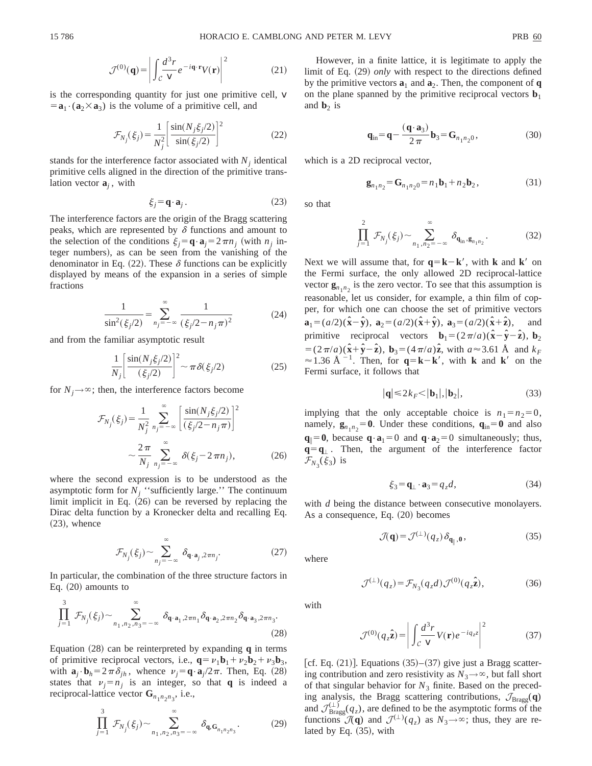$$\mathcal{J}^{(0)}(\mathbf{q}) = \left| \int_{\mathcal{C}} \frac{d^3r}{\mathsf{V}} e^{-i\mathbf{q}\cdot\mathbf{r}} V(\mathbf{r}) \right|^2 \tag{21}$$

is the corresponding quantity for just one primitive cell, $\mathsf{V} = \mathbf{a}_1 \cdot (\mathbf{a}_2 \times \mathbf{a}_3)$ is the volume of a primitive cell, and

$$\mathcal{F}_{N_j}(\xi_j) = \frac{1}{N_j^2} \left[ \frac{\sin(N_j \xi_j/2)}{\sin(\xi_j/2)} \right]^2 \tag{22}$$

stands for the interference factor associated with $N_j$ identical primitive cells aligned in the direction of the primitive translation vector $\mathbf{a}_j$, with

$$\xi_j = \mathbf{q} \cdot \mathbf{a}_j . \tag{23}$$

The interference factors are the origin of the Bragg scattering peaks, which are represented by $\delta$ functions and amount to the selection of the conditions $\xi_j = \mathbf{q}\cdot\mathbf{a}_j = 2\pi n_j$ (with $n_j$ integer numbers), as can be seen from the vanishing of the denominator in Eq. (22). These $\delta$ functions can be explicitly displayed by means of the expansion in a series of simple fractions

$$\frac{1}{\sin^2(\xi_j/2)} = \sum_{n_j=-\infty}^{\infty} \frac{1}{(\xi_j/2 - n_j \pi)^2} \tag{24}$$

and from the familiar asymptotic result

$$\frac{1}{N_j} \left[ \frac{\sin(N_j \xi_j/2)}{(\xi_j/2)} \right]^2 \sim \pi \delta(\xi_j/2) \tag{25}$$

for $N_j \to \infty$; then, the interference factors become

$$\begin{aligned} \mathcal{F}_{N_j}(\xi_j) &= \frac{1}{N_j^2} \sum_{n_j=-\infty}^{\infty} \left[ \frac{\sin(N_j \xi_j/2)}{(\xi_j/2 - n_j\pi)} \right]^2 \\ &\sim \frac{2\pi}{N_j} \sum_{n_j=-\infty}^{\infty} \delta(\xi_j - 2\pi n_j), \end{aligned} \tag{26}$$

where the second expression is to be understood as the asymptotic form for $N_j$ "sufficiently large." The continuum limit implicit in Eq. (26) can be reversed by replacing the Dirac delta function by a Kronecker delta and recalling Eq. (23), whence

$$\mathcal{F}_{N_j}(\xi_j) \sim \sum_{n_j=-\infty}^{\infty} \delta_{\mathbf{q}\cdot\mathbf{a}_j, 2\pi n_j}. \tag{27}$$

In particular, the combination of the three structure factors in Eq. (20) amounts to

$$\prod_{j=1}^{3} \mathcal{F}_{N_j}(\xi_j) \sim \sum_{n_1,n_2,n_3=-\infty}^{\infty} \delta_{\mathbf{q}\cdot\mathbf{a}_1, 2\pi n_1} \delta_{\mathbf{q}\cdot\mathbf{a}_2, 2\pi n_2} \delta_{\mathbf{q}\cdot\mathbf{a}_3, 2\pi n_3}. \tag{28}$$

Equation (28) can be reinterpreted by expanding $\mathbf{q}$ in terms of primitive reciprocal vectors, i.e., $\mathbf{q} = \nu_1 \mathbf{b}_1 + \nu_2 \mathbf{b}_2 + \nu_3 \mathbf{b}_3$, with $\mathbf{a}_j \cdot \mathbf{b}_h = 2\pi \delta_{jh}$, whence $\nu_j = \mathbf{q}\cdot\mathbf{a}_j/2\pi$. Then, Eq. (28) states that $\nu_j = n_j$ is an integer, so that $\mathbf{q}$ is indeed a reciprocal-lattice vector $\mathbf{G}_{n_1 n_2 n_3}$, i.e.,

$$\prod_{j=1}^{3} \mathcal{F}_{N_j}(\xi_j) \sim \sum_{n_1,n_2,n_3=-\infty}^{\infty} \delta_{\mathbf{q}, \mathbf{G}_{n_1 n_2 n_3}}. \tag{29}$$

However, in a finite lattice, it is legitimate to apply the limit of Eq. (29) *only* with respect to the directions defined by the primitive vectors $\mathbf{a}_1$ and $\mathbf{a}_2$. Then, the component of $\mathbf{q}$ on the plane spanned by the primitive reciprocal vectors $\mathbf{b}_1$ and $\mathbf{b}_2$ is

$$\mathbf{q}_{\text{in}} = \mathbf{q} - \frac{(\mathbf{q}\cdot\mathbf{a}_3)}{2\pi} \mathbf{b}_3 = \mathbf{G}_{n_1 n_2 0}, \tag{30}$$

which is a 2D reciprocal vector,

$$\mathbf{g}_{n_1 n_2} = \mathbf{G}_{n_1 n_2 0} = n_1 \mathbf{b}_1 + n_2 \mathbf{b}_2, \tag{31}$$

so that

$$\prod_{j=1}^{2} \mathcal{F}_{N_j}(\xi_j) \sim \sum_{n_1,n_2=-\infty}^{\infty} \delta_{\mathbf{q}_{\text{in}}, \mathbf{g}_{n_1 n_2}}. \tag{32}$$

Next we will assume that, for $\mathbf{q} = \mathbf{k} - \mathbf{k}'$, with $\mathbf{k}$ and $\mathbf{k}'$ on the Fermi surface, the only allowed 2D reciprocal-lattice vector $\mathbf{g}_{n_1 n_2}$ is the zero vector. To see that this assumption is reasonable, let us consider, for example, a thin film of copper, for which one can choose the set of primitive vectors $\mathbf{a}_1 = (a/2)(\hat{\mathbf{x}} - \hat{\mathbf{y}})$, $\mathbf{a}_2 = (a/2)(\hat{\mathbf{x}} + \hat{\mathbf{y}})$, $\mathbf{a}_3 = (a/2)(\hat{\mathbf{x}} + \hat{\mathbf{z}})$, and primitive reciprocal vectors $\mathbf{b}_1 = (2\pi/a)(\hat{\mathbf{x}} - \hat{\mathbf{y}} - \hat{\mathbf{z}})$, $\mathbf{b}_2 = (2\pi/a)(\hat{\mathbf{x}} + \hat{\mathbf{y}} - \hat{\mathbf{z}})$, $\mathbf{b}_3 = (4\pi/a)\hat{\mathbf{z}}$, with $a \approx 3.61$ Å and $k_F \approx 1.36$ Å$^{-1}$. Then, for $\mathbf{q} = \mathbf{k} - \mathbf{k}'$, with $\mathbf{k}$ and $\mathbf{k}'$ on the Fermi surface, it follows that

$$|\mathbf{q}| \leq 2k_F < |\mathbf{b}_1|, |\mathbf{b}_2|, \tag{33}$$

implying that the only acceptable choice is $n_1 = n_2 = 0$, namely, $\mathbf{g}_{n_1 n_2} = \mathbf{0}$. Under these conditions, $\mathbf{q}_{\text{in}} = \mathbf{0}$ and also $\mathbf{q}_{\parallel} = \mathbf{0}$, because $\mathbf{q}\cdot\mathbf{a}_1 = 0$ and $\mathbf{q}\cdot\mathbf{a}_2 = 0$ simultaneously; thus, $\mathbf{q} = \mathbf{q}_{\perp}$. Then, the argument of the interference factor $\mathcal{F}_{N_3}(\xi_3)$ is

$$\xi_3 = \mathbf{q}_{\perp} \cdot \mathbf{a}_3 = q_z d, \tag{34}$$

with $d$ being the distance between consecutive monolayers. As a consequence, Eq. (20) becomes

$$\mathcal{J}(\mathbf{q}) = \mathcal{J}^{(\perp)}(q_z)\, \delta_{\mathbf{q}_{\parallel}, \mathbf{0}}, \tag{35}$$

where

$$\mathcal{J}^{(\perp)}(q_z) = \mathcal{F}_{N_3}(q_z d)\, \mathcal{J}^{(0)}(q_z \hat{\mathbf{z}}), \tag{36}$$

with

$$\mathcal{J}^{(0)}(q_z \hat{\mathbf{z}}) = \left| \int_{\mathcal{C}} \frac{d^3r}{\mathsf{V}} V(\mathbf{r}) e^{-iq_z z} \right|^2 \tag{37}$$

[cf. Eq. (21)]. Equations (35)–(37) give just a Bragg scattering contribution and zero resistivity as $N_3 \to \infty$, but fall short of that singular behavior for $N_3$ finite. Based on the preceding analysis, the Bragg scattering contributions, $\mathcal{J}_{\text{Bragg}}(\mathbf{q})$ and $\mathcal{J}^{(\perp)}_{\text{Bragg}}(q_z)$, are defined to be the asymptotic forms of the functions $\mathcal{J}(\mathbf{q})$ and $\mathcal{J}^{(\perp)}(q_z)$ as $N_3 \to \infty$; thus, they are related by Eq. (35), with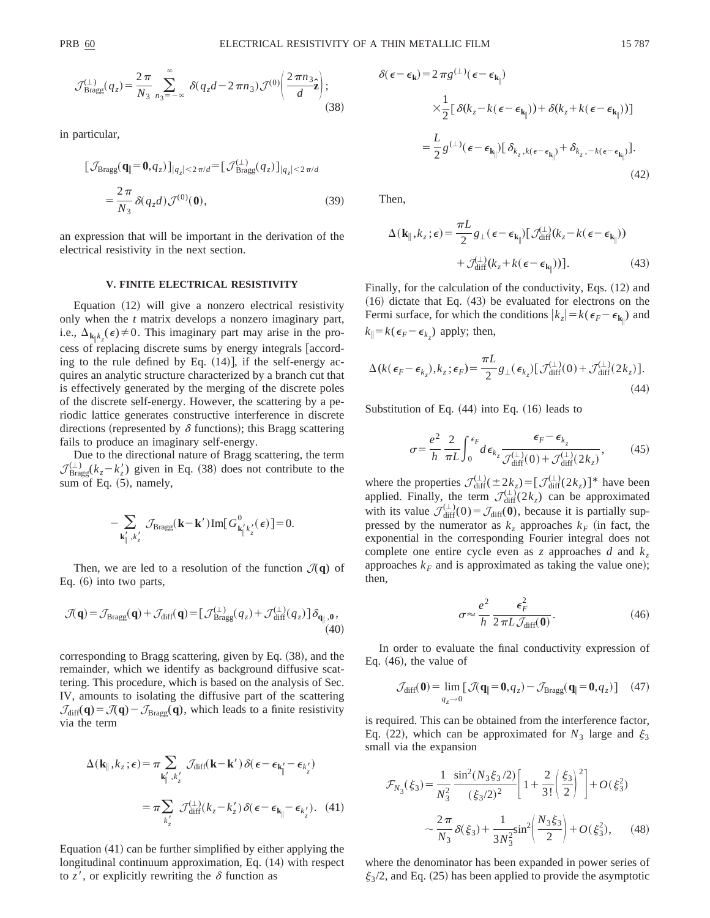$$\mathcal{J}^{(\perp)}_{\text{Bragg}}(q_z)=\frac{2\pi}{N_3}\sum_{n_3=-\infty}^{\infty}\delta(q_z d-2\pi n_3)\mathcal{J}^{(0)}\left(\frac{2\pi n_3}{d}\hat{\mathbf{z}}\right); \tag{38}$$

in particular,

$$[\mathcal{J}_{\text{Bragg}}(\mathbf{q}_{\|}=\mathbf{0},q_z)]_{|q_z|<2\pi/d}=[\mathcal{J}^{(\perp)}_{\text{Bragg}}(q_z)]_{|q_z|<2\pi/d}$$
$$=\frac{2\pi}{N_3}\delta(q_z d)\mathcal{J}^{(0)}(\mathbf{0}), \tag{39}$$

an expression that will be important in the derivation of the electrical resistivity in the next section.

## V. FINITE ELECTRICAL RESISTIVITY

Equation (12) will give a nonzero electrical resistivity only when the $t$ matrix develops a nonzero imaginary part, i.e., $\Delta_{\mathbf{k}_{\|}k_z}(\epsilon)\neq 0$. This imaginary part may arise in the process of replacing discrete sums by energy integrals [according to the rule defined by Eq. (14)], if the self-energy acquires an analytic structure characterized by a branch cut that is effectively generated by the merging of the discrete poles of the discrete self-energy. However, the scattering by a periodic lattice generates constructive interference in discrete directions (represented by $\delta$ functions); this Bragg scattering fails to produce an imaginary self-energy.

Due to the directional nature of Bragg scattering, the term $\mathcal{J}^{(\perp)}_{\text{Bragg}}(k_z-k_z')$ given in Eq. (38) does not contribute to the sum of Eq. (5), namely,

$$-\sum_{\mathbf{k}_{\|}',k_z'}\mathcal{J}_{\text{Bragg}}(\mathbf{k}-\mathbf{k}')\,\text{Im}[G^0_{\mathbf{k}_{\|}'k_z'}(\epsilon)]=0.$$

Then, we are led to a resolution of the function $\mathcal{J}(\mathbf{q})$ of Eq. (6) into two parts,

$$\mathcal{J}(\mathbf{q})=\mathcal{J}_{\text{Bragg}}(\mathbf{q})+\mathcal{J}_{\text{diff}}(\mathbf{q})=[\mathcal{J}^{(\perp)}_{\text{Bragg}}(q_z)+\mathcal{J}^{(\perp)}_{\text{diff}}(q_z)]\delta_{\mathbf{q}_{\|},\mathbf{0}}, \tag{40}$$

corresponding to Bragg scattering, given by Eq. (38), and the remainder, which we identify as background diffusive scattering. This procedure, which is based on the analysis of Sec. IV, amounts to isolating the diffusive part of the scattering $\mathcal{J}_{\text{diff}}(\mathbf{q})=\mathcal{J}(\mathbf{q})-\mathcal{J}_{\text{Bragg}}(\mathbf{q})$, which leads to a finite resistivity via the term

$$\Delta(\mathbf{k}_{\|},k_z;\epsilon)=\pi\sum_{\mathbf{k}_{\|}',k_z'}\mathcal{J}_{\text{diff}}(\mathbf{k}-\mathbf{k}')\,\delta(\epsilon-\epsilon_{\mathbf{k}_{\|}'}-\epsilon_{k_z'})$$
$$=\pi\sum_{k_z'}\mathcal{J}^{(\perp)}_{\text{diff}}(k_z-k_z')\,\delta(\epsilon-\epsilon_{\mathbf{k}_{\|}}-\epsilon_{k_z'}). \tag{41}$$

Equation (41) can be further simplified by either applying the longitudinal continuum approximation, Eq. (14) with respect to $z'$, or explicitly rewriting the $\delta$ function as

$$\delta(\epsilon-\epsilon_{\mathbf{k}})=2\pi g^{(\perp)}(\epsilon-\epsilon_{\mathbf{k}_{\|}})$$
$$\times\frac{1}{2}[\delta(k_z-k(\epsilon-\epsilon_{\mathbf{k}_{\|}}))+\delta(k_z+k(\epsilon-\epsilon_{\mathbf{k}_{\|}}))]$$
$$=\frac{L}{2}g^{(\perp)}(\epsilon-\epsilon_{\mathbf{k}_{\|}})[\delta_{k_z,k(\epsilon-\epsilon_{\mathbf{k}_{\|}})}+\delta_{k_z,-k(\epsilon-\epsilon_{\mathbf{k}_{\|}})}]. \tag{42}$$

Then,

$$\Delta(\mathbf{k}_{\|},k_z;\epsilon)=\frac{\pi L}{2}g_{\perp}(\epsilon-\epsilon_{\mathbf{k}_{\|}})[\mathcal{J}^{(\perp)}_{\text{diff}}(k_z-k(\epsilon-\epsilon_{\mathbf{k}_{\|}}))$$
$$+\mathcal{J}^{(\perp)}_{\text{diff}}(k_z+k(\epsilon-\epsilon_{\mathbf{k}_{\|}}))]. \tag{43}$$

Finally, for the calculation of the conductivity, Eqs. (12) and (16) dictate that Eq. (43) be evaluated for electrons on the Fermi surface, for which the conditions $|k_z|=k(\epsilon_F-\epsilon_{\mathbf{k}_{\|}})$ and $k_{\|}=k(\epsilon_F-\epsilon_{k_z})$ apply; then,

$$\Delta(k(\epsilon_F-\epsilon_{k_z}),k_z;\epsilon_F)=\frac{\pi L}{2}g_{\perp}(\epsilon_{k_z})[\mathcal{J}^{(\perp)}_{\text{diff}}(0)+\mathcal{J}^{(\perp)}_{\text{diff}}(2k_z)]. \tag{44}$$

Substitution of Eq. (44) into Eq. (16) leads to

$$\sigma=\frac{e^2}{h}\frac{2}{\pi L}\int_0^{\epsilon_F}d\epsilon_{k_z}\frac{\epsilon_F-\epsilon_{k_z}}{\mathcal{J}^{(\perp)}_{\text{diff}}(0)+\mathcal{J}^{(\perp)}_{\text{diff}}(2k_z)}, \tag{45}$$

where the properties $\mathcal{J}^{(\perp)}_{\text{diff}}(\pm 2k_z)=[\mathcal{J}^{(\perp)}_{\text{diff}}(2k_z)]^*$ have been applied. Finally, the term $\mathcal{J}^{(\perp)}_{\text{diff}}(2k_z)$ can be approximated with its value $\mathcal{J}^{(\perp)}_{\text{diff}}(0)=\mathcal{J}_{\text{diff}}(\mathbf{0})$, because it is partially suppressed by the numerator as $k_z$ approaches $k_F$ (in fact, the exponential in the corresponding Fourier integral does not complete one entire cycle even as $z$ approaches $d$ and $k_z$ approaches $k_F$ and is approximated as taking the value one); then,

$$\sigma\approx\frac{e^2}{h}\frac{\epsilon_F^2}{2\pi L\mathcal{J}_{\text{diff}}(\mathbf{0})}. \tag{46}$$

In order to evaluate the final conductivity expression of Eq. (46), the value of

$$\mathcal{J}_{\text{diff}}(\mathbf{0})=\lim_{q_z\to 0}[\mathcal{J}(\mathbf{q}_{\|}=\mathbf{0},q_z)-\mathcal{J}_{\text{Bragg}}(\mathbf{q}_{\|}=\mathbf{0},q_z)] \tag{47}$$

is required. This can be obtained from the interference factor, Eq. (22), which can be approximated for $N_3$ large and $\xi_3$ small via the expansion

$$\mathcal{F}_{N_3}(\xi_3)=\frac{1}{N_3^2}\frac{\sin^2(N_3\xi_3/2)}{(\xi_3/2)^2}\left[1+\frac{2}{3!}\left(\frac{\xi_3}{2}\right)^2\right]+O(\xi_3^2)$$
$$\sim\frac{2\pi}{N_3}\delta(\xi_3)+\frac{1}{3N_3^2}\sin^2\left(\frac{N_3\xi_3}{2}\right)+O(\xi_3^2), \tag{48}$$

where the denominator has been expanded in power series of $\xi_3/2$, and Eq. (25) has been applied to provide the asymptotic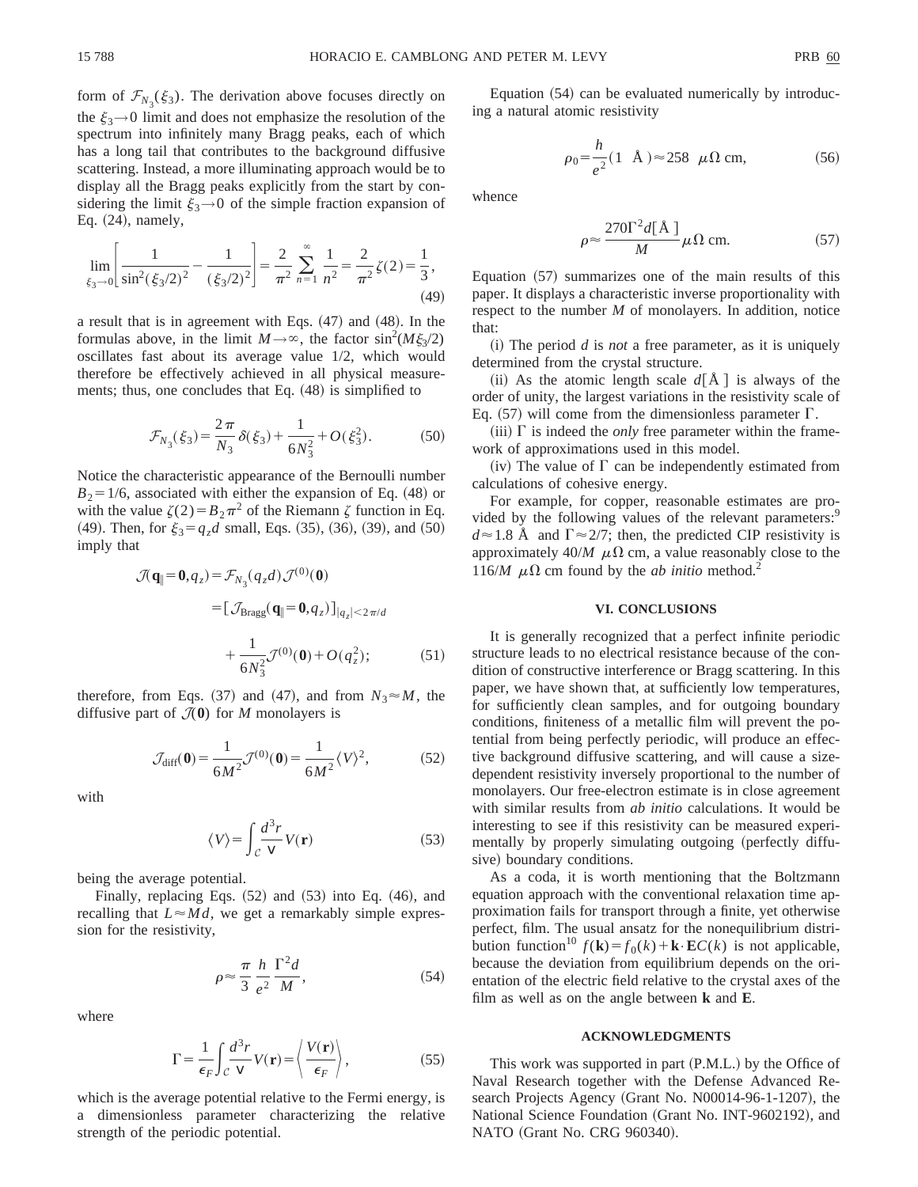form of $\mathcal{F}_{N_3}(\xi_3)$. The derivation above focuses directly on the $\xi_3 \to 0$ limit and does not emphasize the resolution of the spectrum into infinitely many Bragg peaks, each of which has a long tail that contributes to the background diffusive scattering. Instead, a more illuminating approach would be to display all the Bragg peaks explicitly from the start by considering the limit $\xi_3 \to 0$ of the simple fraction expansion of Eq. (24), namely,

$$\lim_{\xi_3 \to 0} \left[ \frac{1}{\sin^2(\xi_3/2)^2} - \frac{1}{(\xi_3/2)^2} \right] = \frac{2}{\pi^2} \sum_{n=1}^{\infty} \frac{1}{n^2} = \frac{2}{\pi^2} \zeta(2) = \frac{1}{3}, \tag{49}$$

a result that is in agreement with Eqs. (47) and (48). In the formulas above, in the limit $M \to \infty$, the factor $\sin^2(M\xi_3/2)$ oscillates fast about its average value 1/2, which would therefore be effectively achieved in all physical measurements; thus, one concludes that Eq. (48) is simplified to

$$\mathcal{F}_{N_3}(\xi_3) = \frac{2\pi}{N_3} \delta(\xi_3) + \frac{1}{6N_3^2} + O(\xi_3^2). \tag{50}$$

Notice the characteristic appearance of the Bernoulli number $B_2 = 1/6$, associated with either the expansion of Eq. (48) or with the value $\zeta(2) = B_2 \pi^2$ of the Riemann $\zeta$ function in Eq. (49). Then, for $\xi_3 = q_z d$ small, Eqs. (35), (36), (39), and (50) imply that

$$\begin{aligned} \mathcal{J}(\mathbf{q}_\parallel = \mathbf{0}, q_z) &= \mathcal{F}_{N_3}(q_z d) \mathcal{J}^{(0)}(\mathbf{0}) \\ &= [\mathcal{J}_{\text{Bragg}}(\mathbf{q}_\parallel = \mathbf{0}, q_z)]_{|q_z| < 2\pi/d} \\ &\quad + \frac{1}{6N_3^2} \mathcal{J}^{(0)}(\mathbf{0}) + O(q_z^2); \end{aligned} \tag{51}$$

therefore, from Eqs. (37) and (47), and from $N_3 \approx M$, the diffusive part of $\mathcal{J}(\mathbf{0})$ for $M$ monolayers is

$$\mathcal{J}_{\text{diff}}(\mathbf{0}) = \frac{1}{6M^2} \mathcal{J}^{(0)}(\mathbf{0}) = \frac{1}{6M^2} \langle V \rangle^2, \tag{52}$$

with

$$\langle V \rangle = \int_{\mathcal{C}} \frac{d^3 r}{\mathsf{V}} V(\mathbf{r}) \tag{53}$$

being the average potential.

Finally, replacing Eqs. (52) and (53) into Eq. (46), and recalling that $L \approx Md$, we get a remarkably simple expression for the resistivity,

$$\rho \approx \frac{\pi}{3} \frac{h}{e^2} \frac{\Gamma^2 d}{M}, \tag{54}$$

where

$$\Gamma = \frac{1}{\epsilon_F} \int_{\mathcal{C}} \frac{d^3 r}{\mathsf{V}} V(\mathbf{r}) = \left\langle \frac{V(\mathbf{r})}{\epsilon_F} \right\rangle, \tag{55}$$

which is the average potential relative to the Fermi energy, is a dimensionless parameter characterizing the relative strength of the periodic potential.

Equation (54) can be evaluated numerically by introducing a natural atomic resistivity

$$\rho_0 = \frac{h}{e^2} (1 \text{ Å}) \approx 258 \ \mu\Omega \text{ cm}, \tag{56}$$

whence

$$\rho \approx \frac{270 \Gamma^2 d[\text{Å}]}{M} \mu\Omega \text{ cm}. \tag{57}$$

Equation (57) summarizes one of the main results of this paper. It displays a characteristic inverse proportionality with respect to the number $M$ of monolayers. In addition, notice that:

(i) The period $d$ is *not* a free parameter, as it is uniquely determined from the crystal structure.

(ii) As the atomic length scale $d[\text{Å}]$ is always of the order of unity, the largest variations in the resistivity scale of Eq. (57) will come from the dimensionless parameter $\Gamma$.

(iii) $\Gamma$ is indeed the *only* free parameter within the framework of approximations used in this model.

(iv) The value of $\Gamma$ can be independently estimated from calculations of cohesive energy.

For example, for copper, reasonable estimates are provided by the following values of the relevant parameters:[9] $d \approx 1.8$ Å and $\Gamma \approx 2/7$; then, the predicted CIP resistivity is approximately $40/M \ \mu\Omega$ cm, a value reasonably close to the $116/M \ \mu\Omega$ cm found by the *ab initio* method.[2]

## VI. CONCLUSIONS

It is generally recognized that a perfect infinite periodic structure leads to no electrical resistance because of the condition of constructive interference or Bragg scattering. In this paper, we have shown that, at sufficiently low temperatures, for sufficiently clean samples, and for outgoing boundary conditions, finiteness of a metallic film will prevent the potential from being perfectly periodic, will produce an effective background diffusive scattering, and will cause a size-dependent resistivity inversely proportional to the number of monolayers. Our free-electron estimate is in close agreement with similar results from *ab initio* calculations. It would be interesting to see if this resistivity can be measured experimentally by properly simulating outgoing (perfectly diffusive) boundary conditions.

As a coda, it is worth mentioning that the Boltzmann equation approach with the conventional relaxation time approximation fails for transport through a finite, yet otherwise perfect, film. The usual ansatz for the nonequilibrium distribution function[10] $f(\mathbf{k}) = f_0(k) + \mathbf{k} \cdot \mathbf{E} C(k)$ is not applicable, because the deviation from equilibrium depends on the orientation of the electric field relative to the crystal axes of the film as well as on the angle between $\mathbf{k}$ and $\mathbf{E}$.

## ACKNOWLEDGMENTS

This work was supported in part (P.M.L.) by the Office of Naval Research together with the Defense Advanced Research Projects Agency (Grant No. N00014-96-1-1207), the National Science Foundation (Grant No. INT-9602192), and NATO (Grant No. CRG 960340).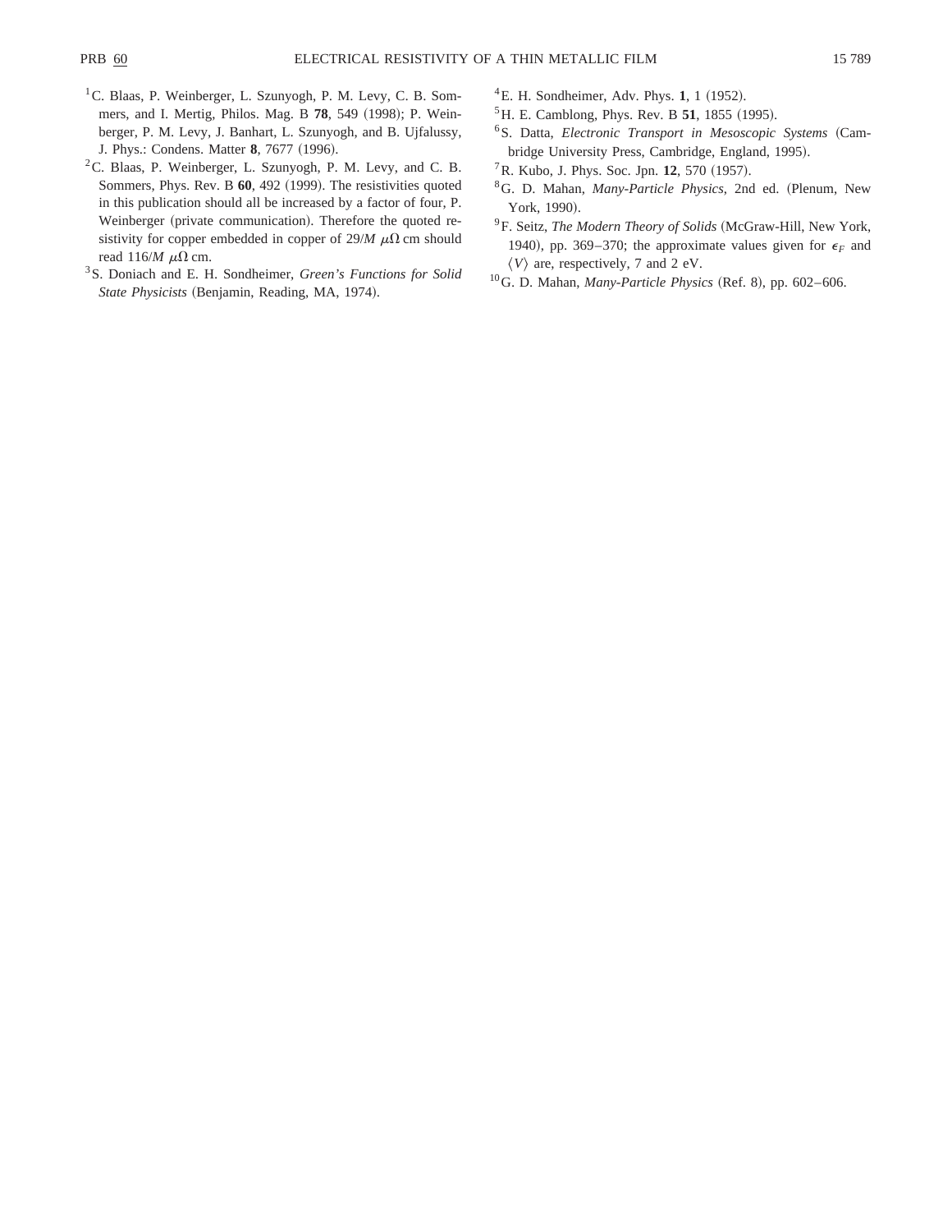[1] C. Blaas, P. Weinberger, L. Szunyogh, P. M. Levy, C. B. Sommers, and I. Mertig, Philos. Mag. B **78**, 549 (1998); P. Weinberger, P. M. Levy, J. Banhart, L. Szunyogh, and B. Ujfalussy, J. Phys.: Condens. Matter **8**, 7677 (1996).

[2] C. Blaas, P. Weinberger, L. Szunyogh, P. M. Levy, and C. B. Sommers, Phys. Rev. B **60**, 492 (1999). The resistivities quoted in this publication should all be increased by a factor of four, P. Weinberger (private communication). Therefore the quoted resistivity for copper embedded in copper of $29/M$ $\mu\Omega$ cm should read $116/M$ $\mu\Omega$ cm.

[3] S. Doniach and E. H. Sondheimer, *Green's Functions for Solid State Physicists* (Benjamin, Reading, MA, 1974).

[4] E. H. Sondheimer, Adv. Phys. **1**, 1 (1952).

[5] H. E. Camblong, Phys. Rev. B **51**, 1855 (1995).

[6] S. Datta, *Electronic Transport in Mesoscopic Systems* (Cambridge University Press, Cambridge, England, 1995).

[7] R. Kubo, J. Phys. Soc. Jpn. **12**, 570 (1957).

[8] G. D. Mahan, *Many-Particle Physics*, 2nd ed. (Plenum, New York, 1990).

[9] F. Seitz, *The Modern Theory of Solids* (McGraw-Hill, New York, 1940), pp. 369–370; the approximate values given for $\epsilon_F$ and $\langle V \rangle$ are, respectively, 7 and 2 eV.

[10] G. D. Mahan, *Many-Particle Physics* (Ref. 8), pp. 602–606.